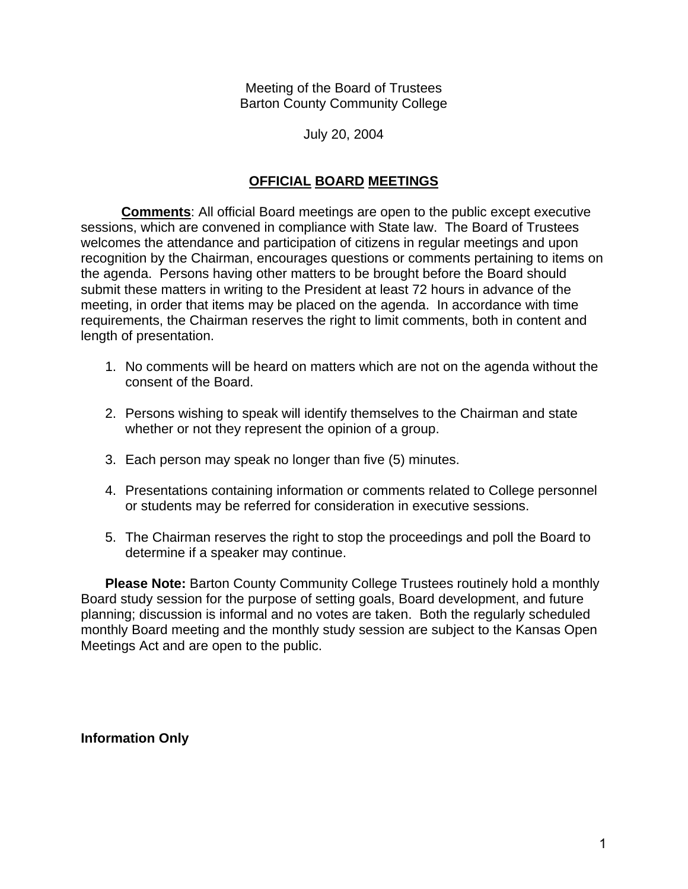Meeting of the Board of Trustees
Barton County Community College

July 20, 2004

## OFFICIAL BOARD MEETINGS

**Comments**: All official Board meetings are open to the public except executive sessions, which are convened in compliance with State law. The Board of Trustees welcomes the attendance and participation of citizens in regular meetings and upon recognition by the Chairman, encourages questions or comments pertaining to items on the agenda. Persons having other matters to be brought before the Board should submit these matters in writing to the President at least 72 hours in advance of the meeting, in order that items may be placed on the agenda. In accordance with time requirements, the Chairman reserves the right to limit comments, both in content and length of presentation.

1. No comments will be heard on matters which are not on the agenda without the consent of the Board.

2. Persons wishing to speak will identify themselves to the Chairman and state whether or not they represent the opinion of a group.

3. Each person may speak no longer than five (5) minutes.

4. Presentations containing information or comments related to College personnel or students may be referred for consideration in executive sessions.

5. The Chairman reserves the right to stop the proceedings and poll the Board to determine if a speaker may continue.

**Please Note:** Barton County Community College Trustees routinely hold a monthly Board study session for the purpose of setting goals, Board development, and future planning; discussion is informal and no votes are taken. Both the regularly scheduled monthly Board meeting and the monthly study session are subject to the Kansas Open Meetings Act and are open to the public.

**Information Only**